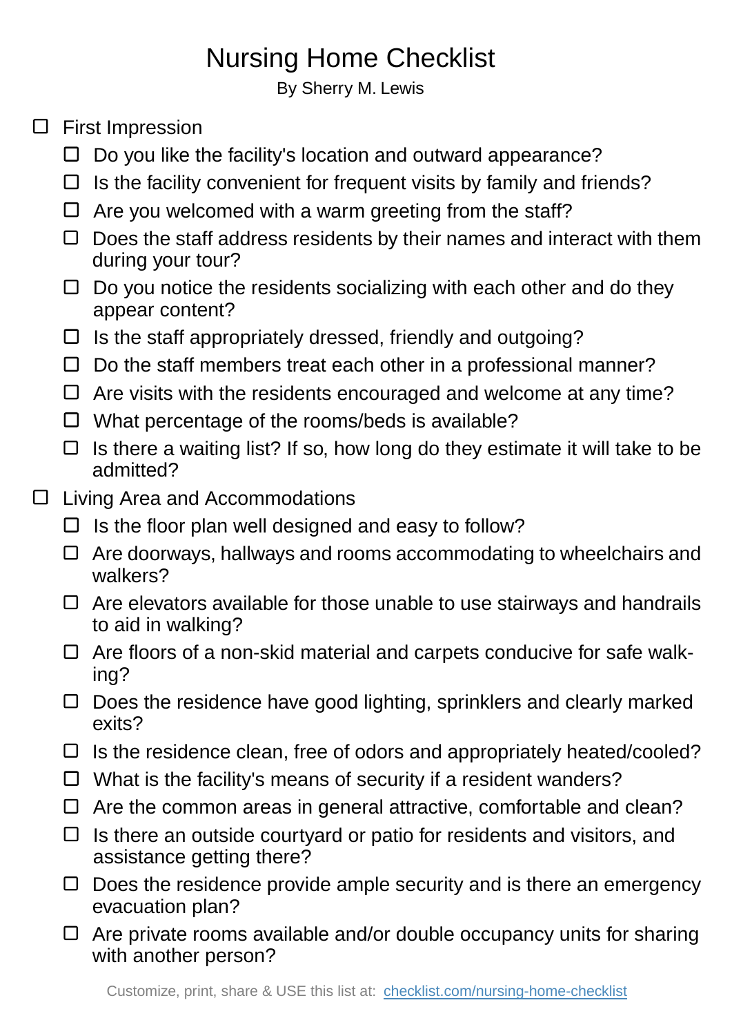# Nursing Home Checklist

By Sherry M. Lewis

- [ ] First Impression
  - [ ] Do you like the facility's location and outward appearance?
  - [ ] Is the facility convenient for frequent visits by family and friends?
  - [ ] Are you welcomed with a warm greeting from the staff?
  - [ ] Does the staff address residents by their names and interact with them during your tour?
  - [ ] Do you notice the residents socializing with each other and do they appear content?
  - [ ] Is the staff appropriately dressed, friendly and outgoing?
  - [ ] Do the staff members treat each other in a professional manner?
  - [ ] Are visits with the residents encouraged and welcome at any time?
  - [ ] What percentage of the rooms/beds is available?
  - [ ] Is there a waiting list? If so, how long do they estimate it will take to be admitted?
- [ ] Living Area and Accommodations
  - [ ] Is the floor plan well designed and easy to follow?
  - [ ] Are doorways, hallways and rooms accommodating to wheelchairs and walkers?
  - [ ] Are elevators available for those unable to use stairways and handrails to aid in walking?
  - [ ] Are floors of a non-skid material and carpets conducive for safe walking?
  - [ ] Does the residence have good lighting, sprinklers and clearly marked exits?
  - [ ] Is the residence clean, free of odors and appropriately heated/cooled?
  - [ ] What is the facility's means of security if a resident wanders?
  - [ ] Are the common areas in general attractive, comfortable and clean?
  - [ ] Is there an outside courtyard or patio for residents and visitors, and assistance getting there?
  - [ ] Does the residence provide ample security and is there an emergency evacuation plan?
  - [ ] Are private rooms available and/or double occupancy units for sharing with another person?

Customize, print, share & USE this list at: checklist.com/nursing-home-checklist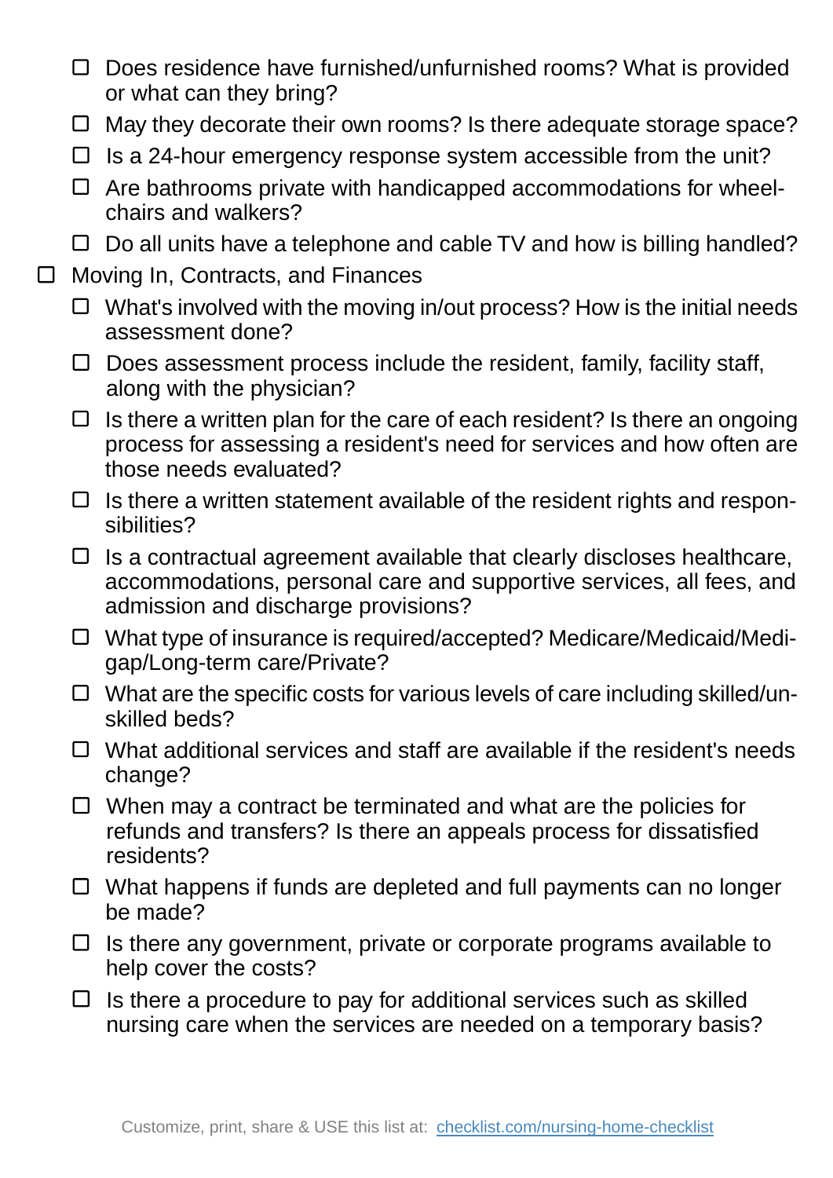- [ ] Does residence have furnished/unfurnished rooms? What is provided or what can they bring?
  - [ ] May they decorate their own rooms? Is there adequate storage space?
  - [ ] Is a 24-hour emergency response system accessible from the unit?
  - [ ] Are bathrooms private with handicapped accommodations for wheelchairs and walkers?
  - [ ] Do all units have a telephone and cable TV and how is billing handled?
- [ ] Moving In, Contracts, and Finances
  - [ ] What's involved with the moving in/out process? How is the initial needs assessment done?
  - [ ] Does assessment process include the resident, family, facility staff, along with the physician?
  - [ ] Is there a written plan for the care of each resident? Is there an ongoing process for assessing a resident's need for services and how often are those needs evaluated?
  - [ ] Is there a written statement available of the resident rights and responsibilities?
  - [ ] Is a contractual agreement available that clearly discloses healthcare, accommodations, personal care and supportive services, all fees, and admission and discharge provisions?
  - [ ] What type of insurance is required/accepted? Medicare/Medicaid/Medigap/Long-term care/Private?
  - [ ] What are the specific costs for various levels of care including skilled/unskilled beds?
  - [ ] What additional services and staff are available if the resident's needs change?
  - [ ] When may a contract be terminated and what are the policies for refunds and transfers? Is there an appeals process for dissatisfied residents?
  - [ ] What happens if funds are depleted and full payments can no longer be made?
  - [ ] Is there any government, private or corporate programs available to help cover the costs?
  - [ ] Is there a procedure to pay for additional services such as skilled nursing care when the services are needed on a temporary basis?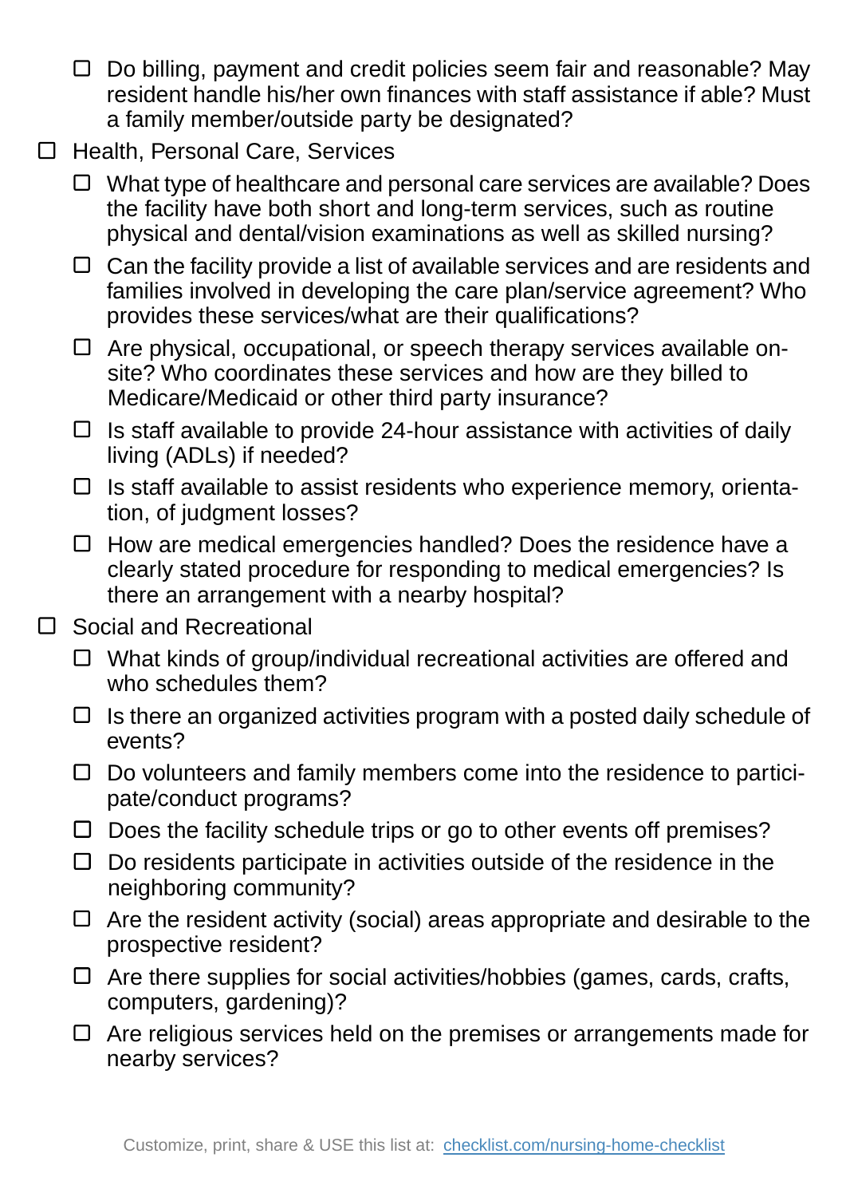- [ ] Do billing, payment and credit policies seem fair and reasonable? May resident handle his/her own finances with staff assistance if able? Must a family member/outside party be designated?

- [ ] Health, Personal Care, Services
  - [ ] What type of healthcare and personal care services are available? Does the facility have both short and long-term services, such as routine physical and dental/vision examinations as well as skilled nursing?
  - [ ] Can the facility provide a list of available services and are residents and families involved in developing the care plan/service agreement? Who provides these services/what are their qualifications?
  - [ ] Are physical, occupational, or speech therapy services available on-site? Who coordinates these services and how are they billed to Medicare/Medicaid or other third party insurance?
  - [ ] Is staff available to provide 24-hour assistance with activities of daily living (ADLs) if needed?
  - [ ] Is staff available to assist residents who experience memory, orientation, of judgment losses?
  - [ ] How are medical emergencies handled? Does the residence have a clearly stated procedure for responding to medical emergencies? Is there an arrangement with a nearby hospital?

- [ ] Social and Recreational
  - [ ] What kinds of group/individual recreational activities are offered and who schedules them?
  - [ ] Is there an organized activities program with a posted daily schedule of events?
  - [ ] Do volunteers and family members come into the residence to participate/conduct programs?
  - [ ] Does the facility schedule trips or go to other events off premises?
  - [ ] Do residents participate in activities outside of the residence in the neighboring community?
  - [ ] Are the resident activity (social) areas appropriate and desirable to the prospective resident?
  - [ ] Are there supplies for social activities/hobbies (games, cards, crafts, computers, gardening)?
  - [ ] Are religious services held on the premises or arrangements made for nearby services?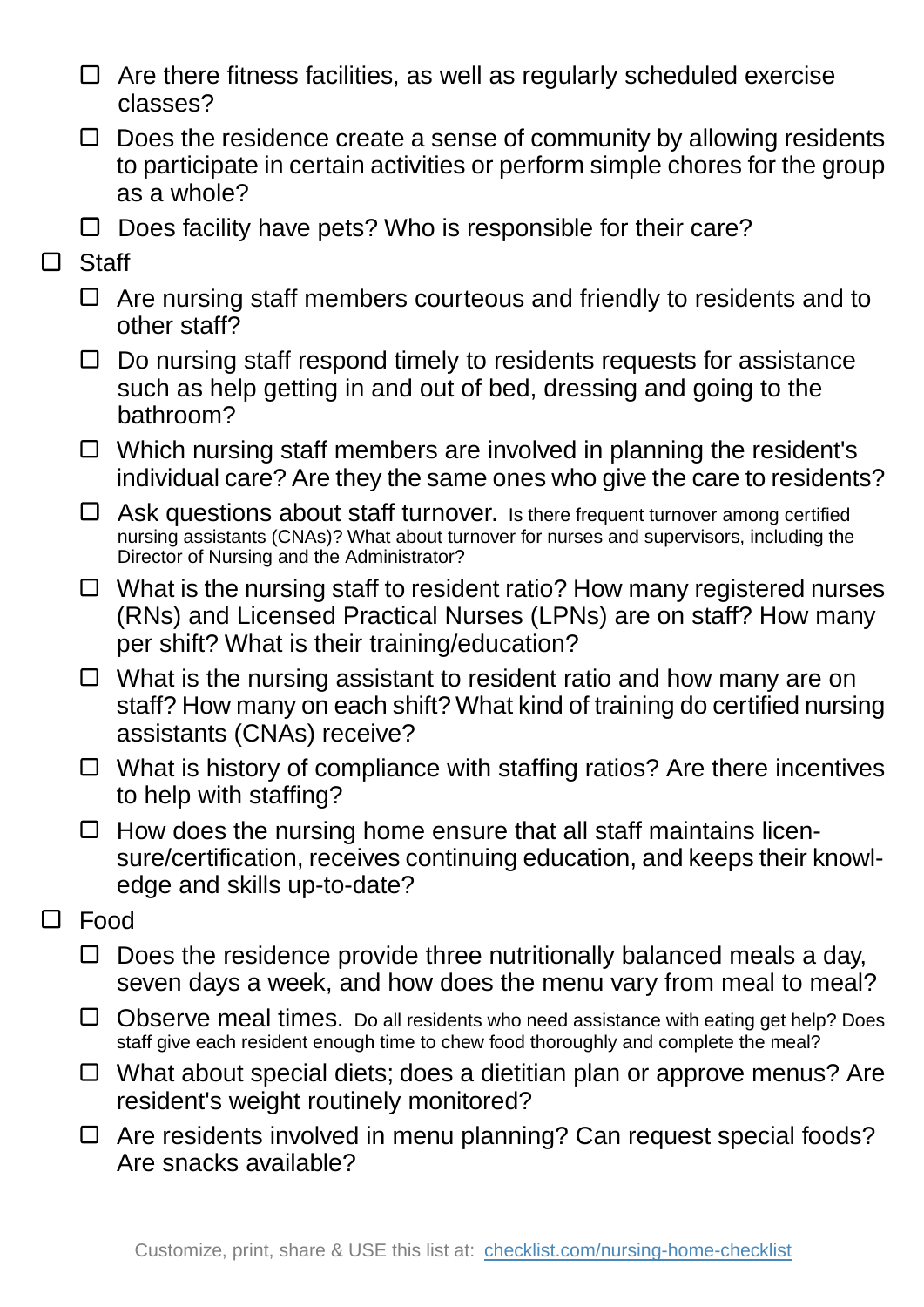- [ ] Are there fitness facilities, as well as regularly scheduled exercise classes?
  - [ ] Does the residence create a sense of community by allowing residents to participate in certain activities or perform simple chores for the group as a whole?
  - [ ] Does facility have pets? Who is responsible for their care?
- [ ] Staff
  - [ ] Are nursing staff members courteous and friendly to residents and to other staff?
  - [ ] Do nursing staff respond timely to residents requests for assistance such as help getting in and out of bed, dressing and going to the bathroom?
  - [ ] Which nursing staff members are involved in planning the resident's individual care? Are they the same ones who give the care to residents?
  - [ ] Ask questions about staff turnover. Is there frequent turnover among certified nursing assistants (CNAs)? What about turnover for nurses and supervisors, including the Director of Nursing and the Administrator?
  - [ ] What is the nursing staff to resident ratio? How many registered nurses (RNs) and Licensed Practical Nurses (LPNs) are on staff? How many per shift? What is their training/education?
  - [ ] What is the nursing assistant to resident ratio and how many are on staff? How many on each shift? What kind of training do certified nursing assistants (CNAs) receive?
  - [ ] What is history of compliance with staffing ratios? Are there incentives to help with staffing?
  - [ ] How does the nursing home ensure that all staff maintains licensure/certification, receives continuing education, and keeps their knowledge and skills up-to-date?
- [ ] Food
  - [ ] Does the residence provide three nutritionally balanced meals a day, seven days a week, and how does the menu vary from meal to meal?
  - [ ] Observe meal times. Do all residents who need assistance with eating get help? Does staff give each resident enough time to chew food thoroughly and complete the meal?
  - [ ] What about special diets; does a dietitian plan or approve menus? Are resident's weight routinely monitored?
  - [ ] Are residents involved in menu planning? Can request special foods? Are snacks available?

Customize, print, share & USE this list at: [checklist.com/nursing-home-checklist](https://checklist.com/nursing-home-checklist)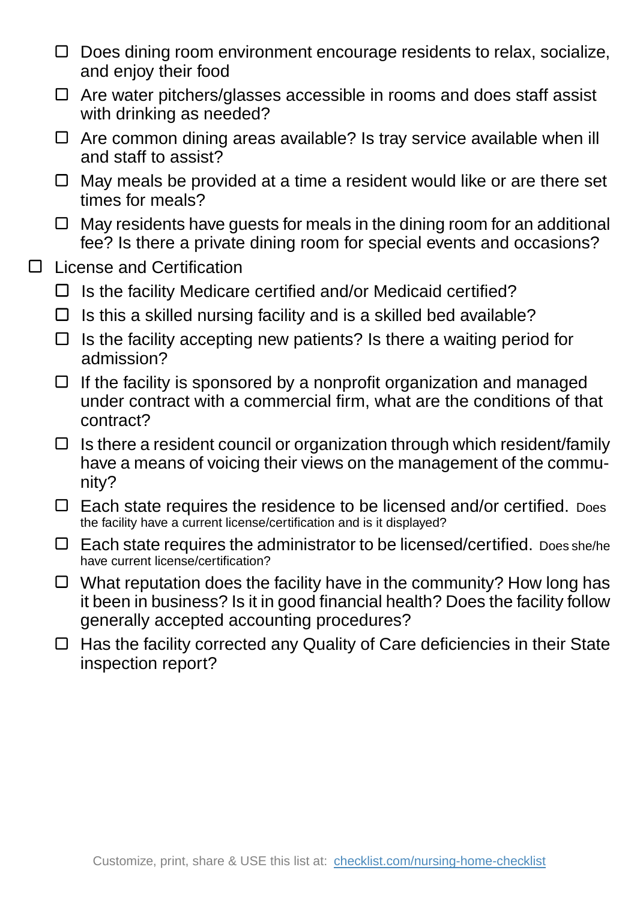- [ ] Does dining room environment encourage residents to relax, socialize, and enjoy their food
- [ ] Are water pitchers/glasses accessible in rooms and does staff assist with drinking as needed?
- [ ] Are common dining areas available? Is tray service available when ill and staff to assist?
- [ ] May meals be provided at a time a resident would like or are there set times for meals?
- [ ] May residents have guests for meals in the dining room for an additional fee? Is there a private dining room for special events and occasions?

- [ ] License and Certification
  - [ ] Is the facility Medicare certified and/or Medicaid certified?
  - [ ] Is this a skilled nursing facility and is a skilled bed available?
  - [ ] Is the facility accepting new patients? Is there a waiting period for admission?
  - [ ] If the facility is sponsored by a nonprofit organization and managed under contract with a commercial firm, what are the conditions of that contract?
  - [ ] Is there a resident council or organization through which resident/family have a means of voicing their views on the management of the community?
  - [ ] Each state requires the residence to be licensed and/or certified. Does the facility have a current license/certification and is it displayed?
  - [ ] Each state requires the administrator to be licensed/certified. Does she/he have current license/certification?
  - [ ] What reputation does the facility have in the community? How long has it been in business? Is it in good financial health? Does the facility follow generally accepted accounting procedures?
  - [ ] Has the facility corrected any Quality of Care deficiencies in their State inspection report?

Customize, print, share & USE this list at: [checklist.com/nursing-home-checklist](https://checklist.com/nursing-home-checklist)